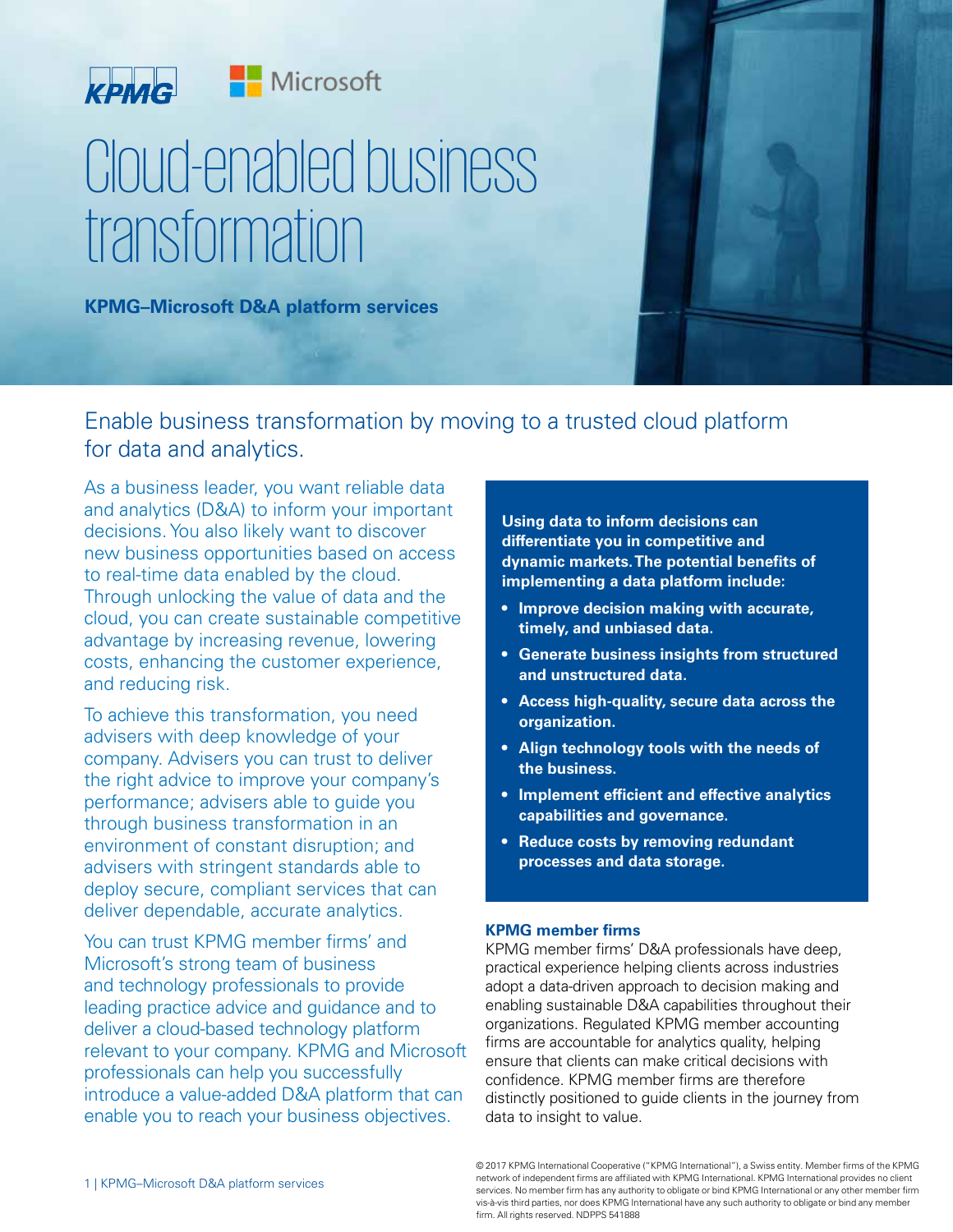KPMG Microsoft

# Cloud-enabled business transformation

**KPMG–Microsoft D&A platform services**

## Enable business transformation by moving to a trusted cloud platform for data and analytics.

As a business leader, you want reliable data and analytics (D&A) to inform your important decisions. You also likely want to discover new business opportunities based on access to real-time data enabled by the cloud. Through unlocking the value of data and the cloud, you can create sustainable competitive advantage by increasing revenue, lowering costs, enhancing the customer experience, and reducing risk.

To achieve this transformation, you need advisers with deep knowledge of your company. Advisers you can trust to deliver the right advice to improve your company's performance; advisers able to guide you through business transformation in an environment of constant disruption; and advisers with stringent standards able to deploy secure, compliant services that can deliver dependable, accurate analytics.

You can trust KPMG member firms' and Microsoft's strong team of business and technology professionals to provide leading practice advice and guidance and to deliver a cloud-based technology platform relevant to your company. KPMG and Microsoft professionals can help you successfully introduce a value-added D&A platform that can enable you to reach your business objectives.

**Using data to inform decisions can differentiate you in competitive and dynamic markets. The potential benefits of implementing a data platform include:**

- **Improve decision making with accurate, timely, and unbiased data.**
- **Generate business insights from structured and unstructured data.**
- **Access high-quality, secure data across the organization.**
- **Align technology tools with the needs of the business.**
- **Implement efficient and effective analytics capabilities and governance.**
- **Reduce costs by removing redundant processes and data storage.**

### KPMG member firms

KPMG member firms' D&A professionals have deep, practical experience helping clients across industries adopt a data-driven approach to decision making and enabling sustainable D&A capabilities throughout their organizations. Regulated KPMG member accounting firms are accountable for analytics quality, helping ensure that clients can make critical decisions with confidence. KPMG member firms are therefore distinctly positioned to guide clients in the journey from data to insight to value.

© 2017 KPMG International Cooperative ("KPMG International"), a Swiss entity. Member firms of the KPMG network of independent firms are affiliated with KPMG International. KPMG International provides no client services. No member firm has any authority to obligate or bind KPMG International or any other member firm vis-à-vis third parties, nor does KPMG International have any such authority to obligate or bind any member firm. All rights reserved. NDPPS 541888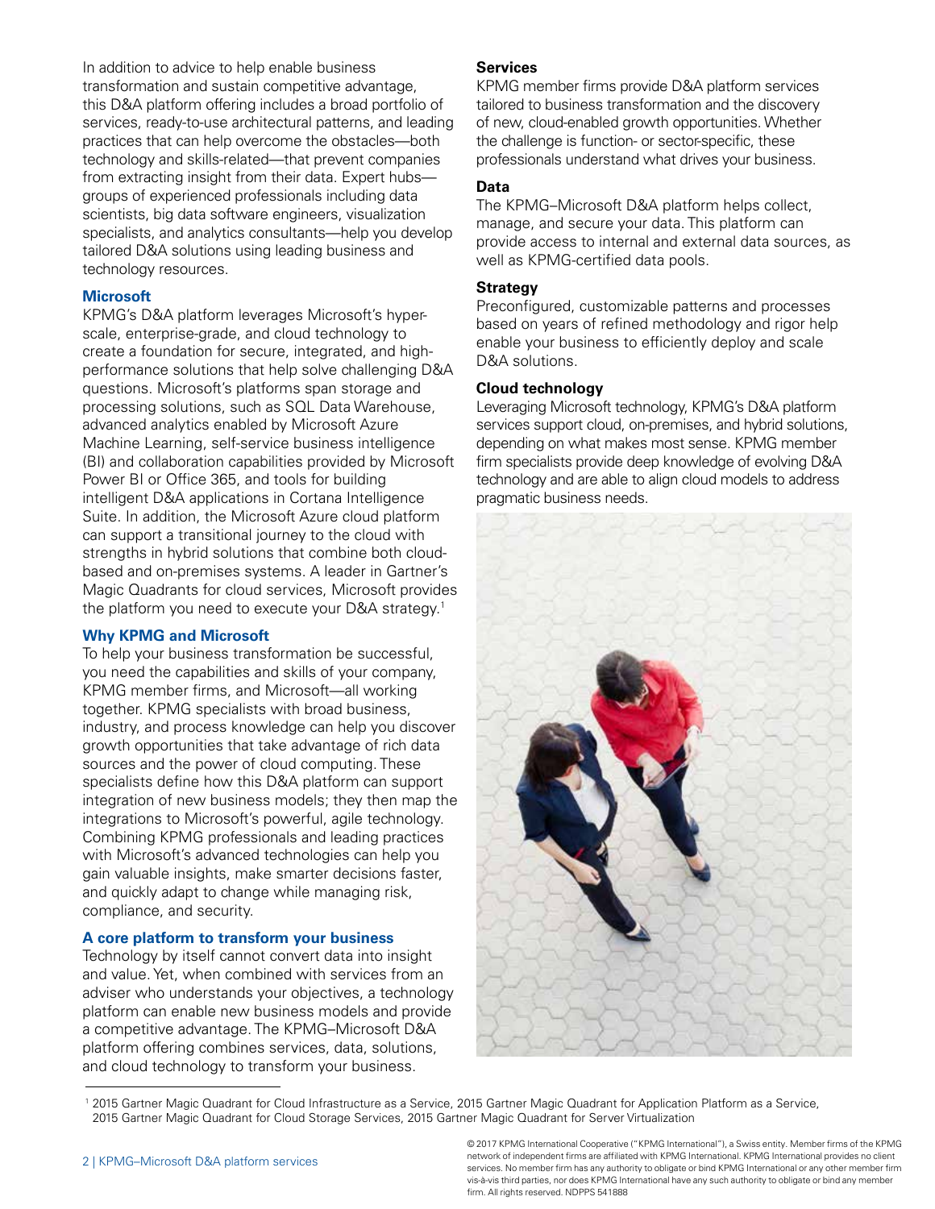In addition to advice to help enable business transformation and sustain competitive advantage, this D&A platform offering includes a broad portfolio of services, ready-to-use architectural patterns, and leading practices that can help overcome the obstacles—both technology and skills-related—that prevent companies from extracting insight from their data. Expert hubs—groups of experienced professionals including data scientists, big data software engineers, visualization specialists, and analytics consultants—help you develop tailored D&A solutions using leading business and technology resources.

## Microsoft

KPMG's D&A platform leverages Microsoft's hyper-scale, enterprise-grade, and cloud technology to create a foundation for secure, integrated, and high-performance solutions that help solve challenging D&A questions. Microsoft's platforms span storage and processing solutions, such as SQL Data Warehouse, advanced analytics enabled by Microsoft Azure Machine Learning, self-service business intelligence (BI) and collaboration capabilities provided by Microsoft Power BI or Office 365, and tools for building intelligent D&A applications in Cortana Intelligence Suite. In addition, the Microsoft Azure cloud platform can support a transitional journey to the cloud with strengths in hybrid solutions that combine both cloud-based and on-premises systems. A leader in Gartner's Magic Quadrants for cloud services, Microsoft provides the platform you need to execute your D&A strategy.[1]

## Why KPMG and Microsoft

To help your business transformation be successful, you need the capabilities and skills of your company, KPMG member firms, and Microsoft—all working together. KPMG specialists with broad business, industry, and process knowledge can help you discover growth opportunities that take advantage of rich data sources and the power of cloud computing. These specialists define how this D&A platform can support integration of new business models; they then map the integrations to Microsoft's powerful, agile technology. Combining KPMG professionals and leading practices with Microsoft's advanced technologies can help you gain valuable insights, make smarter decisions faster, and quickly adapt to change while managing risk, compliance, and security.

## A core platform to transform your business

Technology by itself cannot convert data into insight and value. Yet, when combined with services from an adviser who understands your objectives, a technology platform can enable new business models and provide a competitive advantage. The KPMG–Microsoft D&A platform offering combines services, data, solutions, and cloud technology to transform your business.

### Services

KPMG member firms provide D&A platform services tailored to business transformation and the discovery of new, cloud-enabled growth opportunities. Whether the challenge is function- or sector-specific, these professionals understand what drives your business.

### Data

The KPMG–Microsoft D&A platform helps collect, manage, and secure your data. This platform can provide access to internal and external data sources, as well as KPMG-certified data pools.

### Strategy

Preconfigured, customizable patterns and processes based on years of refined methodology and rigor help enable your business to efficiently deploy and scale D&A solutions.

### Cloud technology

Leveraging Microsoft technology, KPMG's D&A platform services support cloud, on-premises, and hybrid solutions, depending on what makes most sense. KPMG member firm specialists provide deep knowledge of evolving D&A technology and are able to align cloud models to address pragmatic business needs.

---

[1] 2015 Gartner Magic Quadrant for Cloud Infrastructure as a Service, 2015 Gartner Magic Quadrant for Application Platform as a Service, 2015 Gartner Magic Quadrant for Cloud Storage Services, 2015 Gartner Magic Quadrant for Server Virtualization

© 2017 KPMG International Cooperative ("KPMG International"), a Swiss entity. Member firms of the KPMG network of independent firms are affiliated with KPMG International. KPMG International provides no client services. No member firm has any authority to obligate or bind KPMG International or any other member firm vis-à-vis third parties, nor does KPMG International have any such authority to obligate or bind any member firm. All rights reserved. NDPPS 541888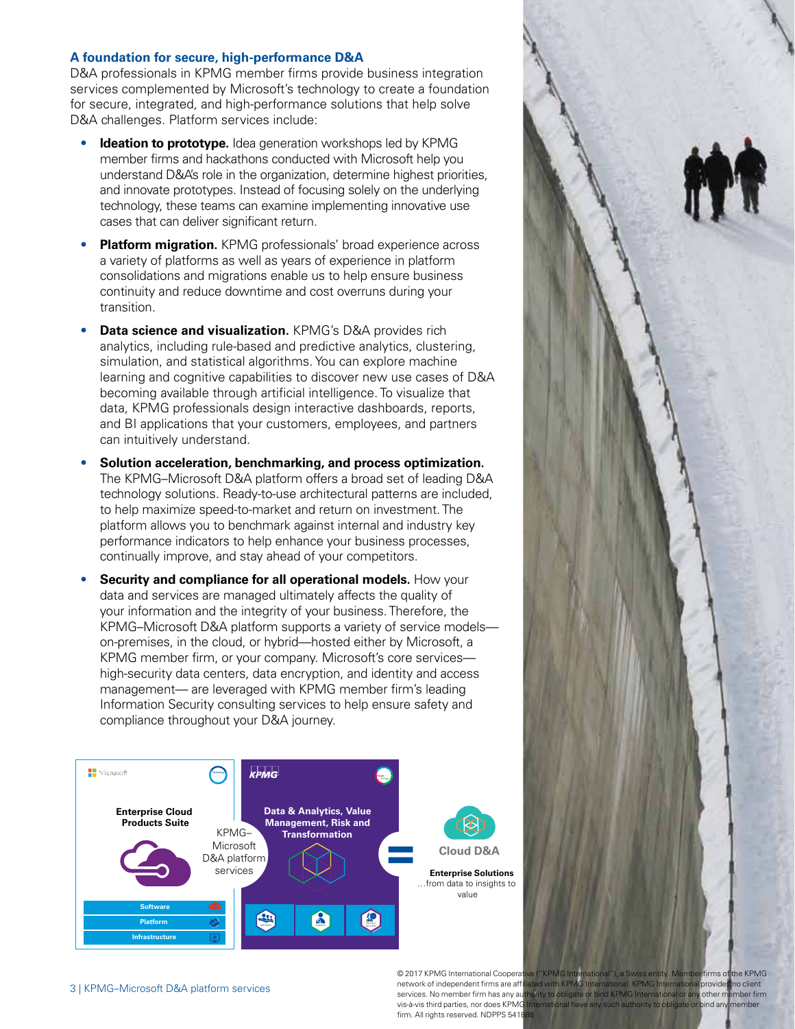## A foundation for secure, high-performance D&A

D&A professionals in KPMG member firms provide business integration services complemented by Microsoft's technology to create a foundation for secure, integrated, and high-performance solutions that help solve D&A challenges. Platform services include:

- **Ideation to prototype.** Idea generation workshops led by KPMG member firms and hackathons conducted with Microsoft help you understand D&A's role in the organization, determine highest priorities, and innovate prototypes. Instead of focusing solely on the underlying technology, these teams can examine implementing innovative use cases that can deliver significant return.
- **Platform migration.** KPMG professionals' broad experience across a variety of platforms as well as years of experience in platform consolidations and migrations enable us to help ensure business continuity and reduce downtime and cost overruns during your transition.
- **Data science and visualization.** KPMG's D&A provides rich analytics, including rule-based and predictive analytics, clustering, simulation, and statistical algorithms. You can explore machine learning and cognitive capabilities to discover new use cases of D&A becoming available through artificial intelligence. To visualize that data, KPMG professionals design interactive dashboards, reports, and BI applications that your customers, employees, and partners can intuitively understand.
- **Solution acceleration, benchmarking, and process optimization.** The KPMG–Microsoft D&A platform offers a broad set of leading D&A technology solutions. Ready-to-use architectural patterns are included, to help maximize speed-to-market and return on investment. The platform allows you to benchmark against internal and industry key performance indicators to help enhance your business processes, continually improve, and stay ahead of your competitors.
- **Security and compliance for all operational models.** How your data and services are managed ultimately affects the quality of your information and the integrity of your business. Therefore, the KPMG–Microsoft D&A platform supports a variety of service models—on-premises, in the cloud, or hybrid—hosted either by Microsoft, a KPMG member firm, or your company. Microsoft's core services—high-security data centers, data encryption, and identity and access management— are leveraged with KPMG member firm's leading Information Security consulting services to help ensure safety and compliance throughout your D&A journey.

Microsoft

Enterprise Cloud Products Suite

Software

Platform

Infrastructure

KPMG–Microsoft D&A platform services

KPMG

Data & Analytics, Value Management, Risk and Transformation

=

Cloud D&A

Enterprise Solutions
…from data to insights to value

© 2017 KPMG International Cooperative ("KPMG International"), a Swiss entity. Member firms of the KPMG network of independent firms are affiliated with KPMG International. KPMG International provides no client services. No member firm has any authority to obligate or bind KPMG International or any other member firm vis-à-vis third parties, nor does KPMG International have any such authority to obligate or bind any member firm. All rights reserved. NDPPS 541888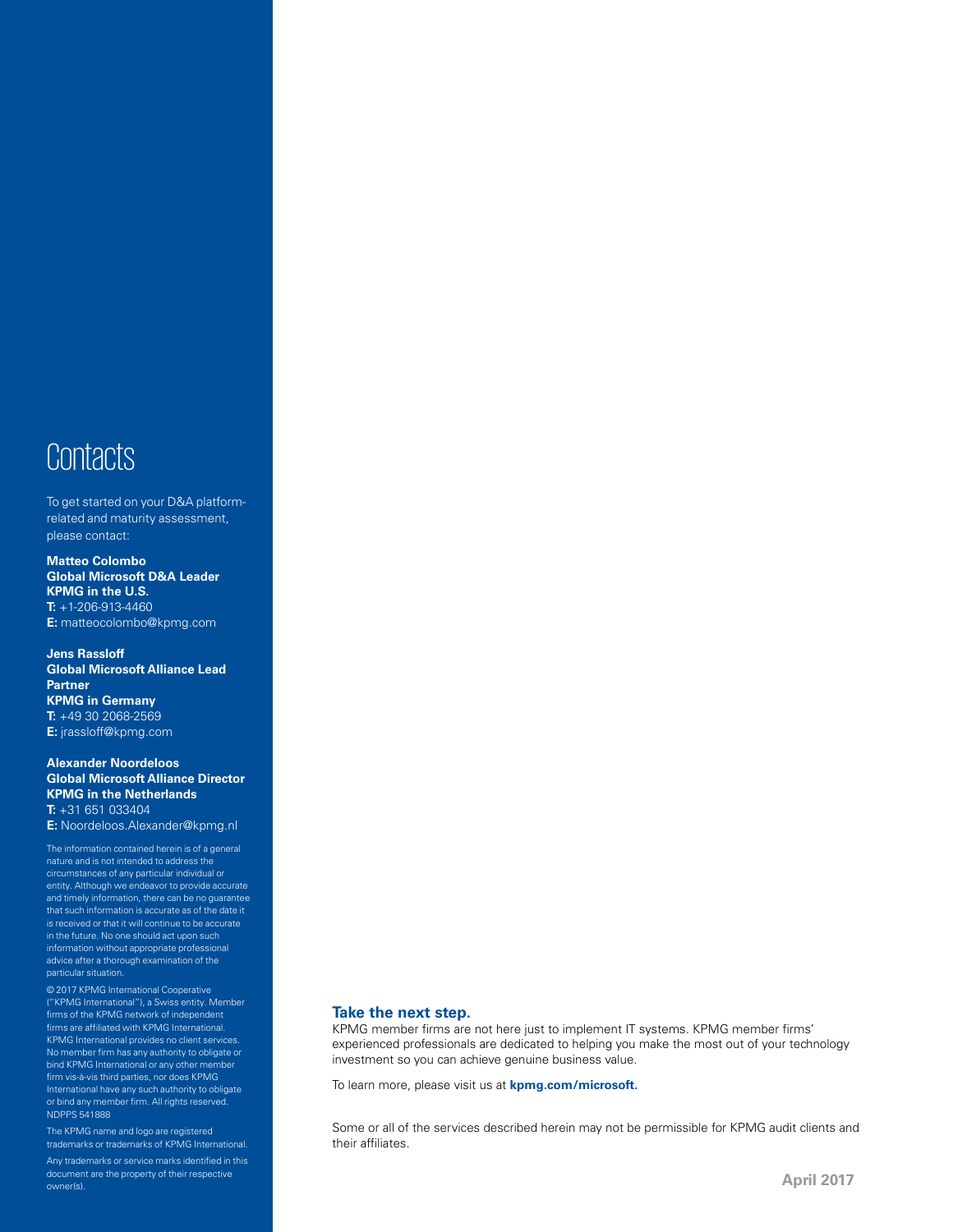# Contacts

To get started on your D&A platform-related and maturity assessment, please contact:

**Matteo Colombo**
**Global Microsoft D&A Leader**
**KPMG in the U.S.**
**T:** +1-206-913-4460
**E:** matteocolombo@kpmg.com

**Jens Rassloff**
**Global Microsoft Alliance Lead Partner**
**KPMG in Germany**
**T:** +49 30 2068-2569
**E:** jrassloff@kpmg.com

**Alexander Noordeloos**
**Global Microsoft Alliance Director**
**KPMG in the Netherlands**
**T:** +31 651 033404
**E:** Noordeloos.Alexander@kpmg.nl

The information contained herein is of a general nature and is not intended to address the circumstances of any particular individual or entity. Although we endeavor to provide accurate and timely information, there can be no guarantee that such information is accurate as of the date it is received or that it will continue to be accurate in the future. No one should act upon such information without appropriate professional advice after a thorough examination of the particular situation.

© 2017 KPMG International Cooperative ("KPMG International"), a Swiss entity. Member firms of the KPMG network of independent firms are affiliated with KPMG International. KPMG International provides no client services. No member firm has any authority to obligate or bind KPMG International or any other member firm vis-à-vis third parties, nor does KPMG International have any such authority to obligate or bind any member firm. All rights reserved. NDPPS 541888

The KPMG name and logo are registered trademarks or trademarks of KPMG International.

Any trademarks or service marks identified in this document are the property of their respective owner(s).

### Take the next step.

KPMG member firms are not here just to implement IT systems. KPMG member firms' experienced professionals are dedicated to helping you make the most out of your technology investment so you can achieve genuine business value.

To learn more, please visit us at **kpmg.com/microsoft.**

Some or all of the services described herein may not be permissible for KPMG audit clients and their affiliates.

**April 2017**